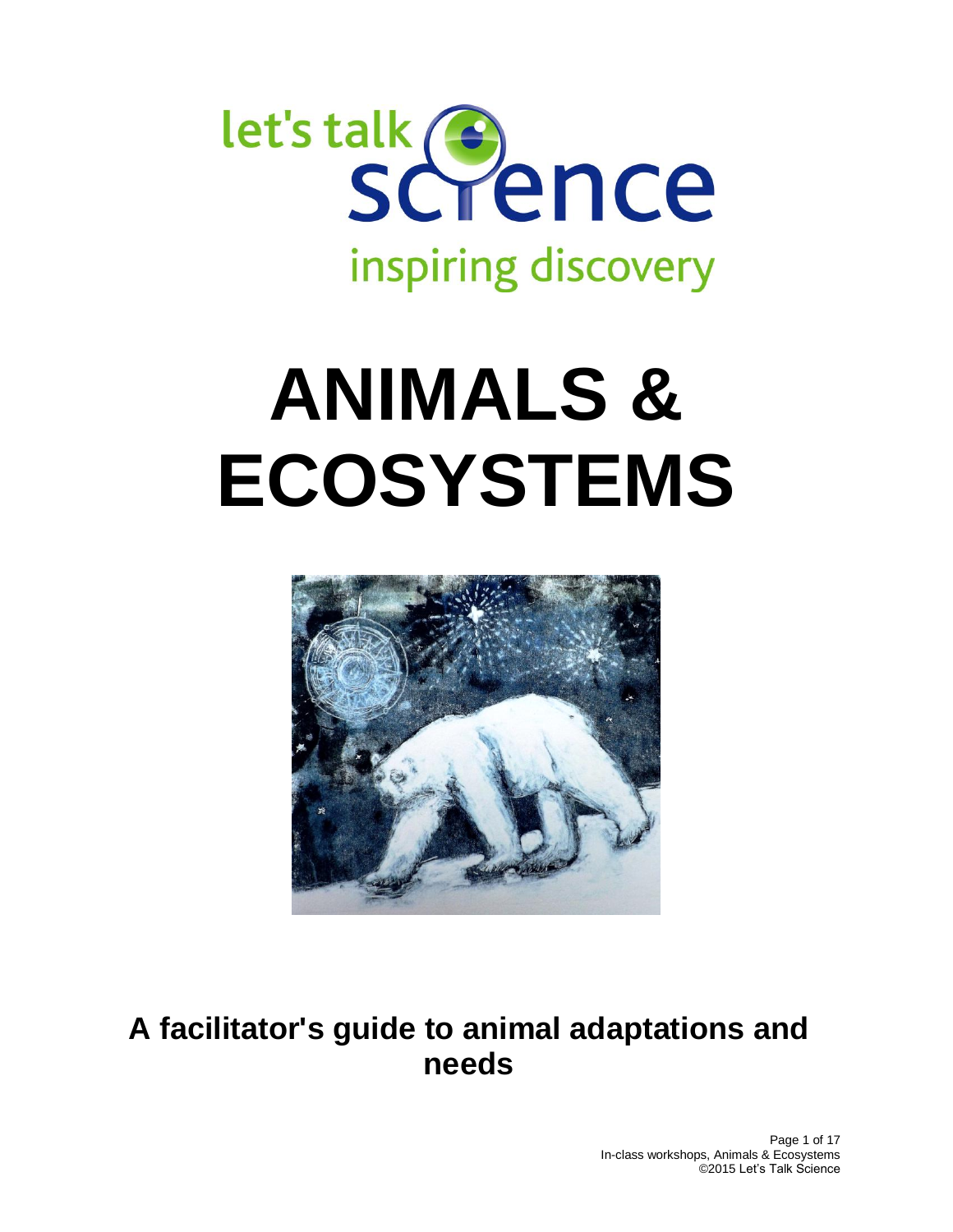let's talk science

inspiring discovery

# ANIMALS & ECOSYSTEMS

## A facilitator's guide to animal adaptations and needs

In-class workshops, Animals & Ecosystems
©2015 Let's Talk Science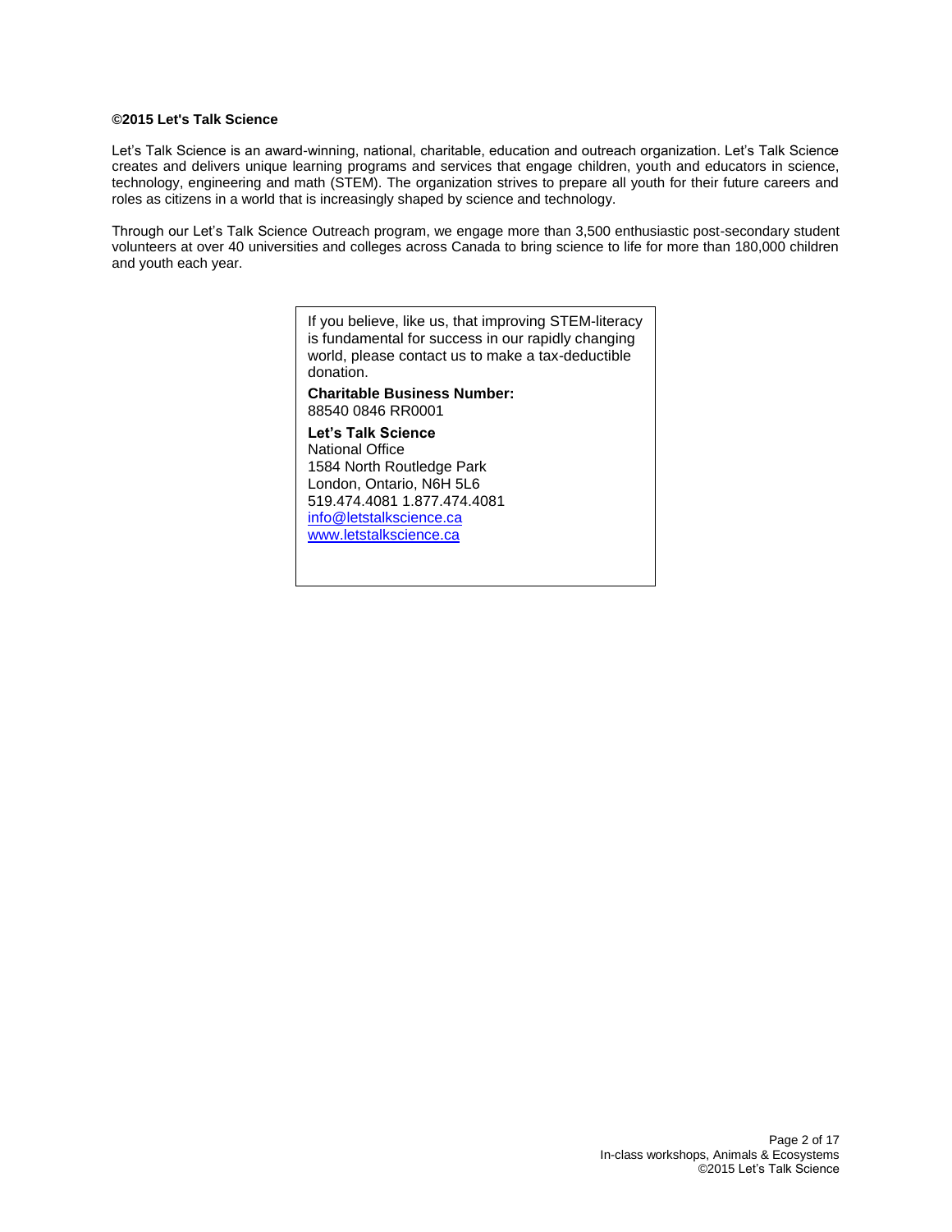**©2015 Let's Talk Science**

Let's Talk Science is an award-winning, national, charitable, education and outreach organization. Let's Talk Science creates and delivers unique learning programs and services that engage children, youth and educators in science, technology, engineering and math (STEM). The organization strives to prepare all youth for their future careers and roles as citizens in a world that is increasingly shaped by science and technology.

Through our Let's Talk Science Outreach program, we engage more than 3,500 enthusiastic post-secondary student volunteers at over 40 universities and colleges across Canada to bring science to life for more than 180,000 children and youth each year.

If you believe, like us, that improving STEM-literacy is fundamental for success in our rapidly changing world, please contact us to make a tax-deductible donation.

**Charitable Business Number:**
88540 0846 RR0001

**Let's Talk Science**
National Office
1584 North Routledge Park
London, Ontario, N6H 5L6
519.474.4081 1.877.474.4081
info@letstalkscience.ca
www.letstalkscience.ca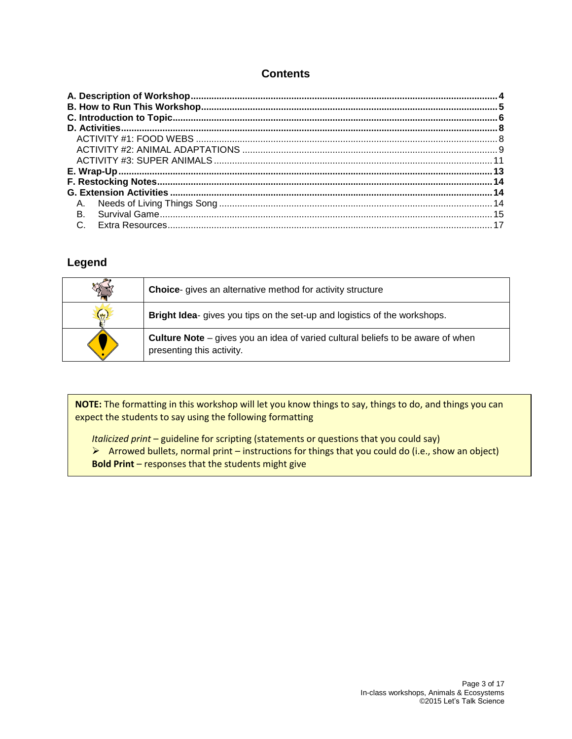## Contents

**A. Description of Workshop** ..... 4
**B. How to Run This Workshop** ..... 5
**C. Introduction to Topic** ..... 6
**D. Activities** ..... 8
ACTIVITY #1: FOOD WEBS ..... 8
ACTIVITY #2: ANIMAL ADAPTATIONS ..... 9
ACTIVITY #3: SUPER ANIMALS ..... 11
**E. Wrap-Up** ..... 13
**F. Restocking Notes** ..... 14
**G. Extension Activities** ..... 14
A. Needs of Living Things Song ..... 14
B. Survival Game ..... 15
C. Extra Resources ..... 17

## Legend

| | |
|---|---|
| | **Choice**- gives an alternative method for activity structure |
| | **Bright Idea**- gives you tips on the set-up and logistics of the workshops. |
| | **Culture Note** – gives you an idea of varied cultural beliefs to be aware of when presenting this activity. |

**NOTE:** The formatting in this workshop will let you know things to say, things to do, and things you can expect the students to say using the following formatting

*Italicized print* – guideline for scripting (statements or questions that you could say)
➢ Arrowed bullets, normal print – instructions for things that you could do (i.e., show an object)
**Bold Print** – responses that the students might give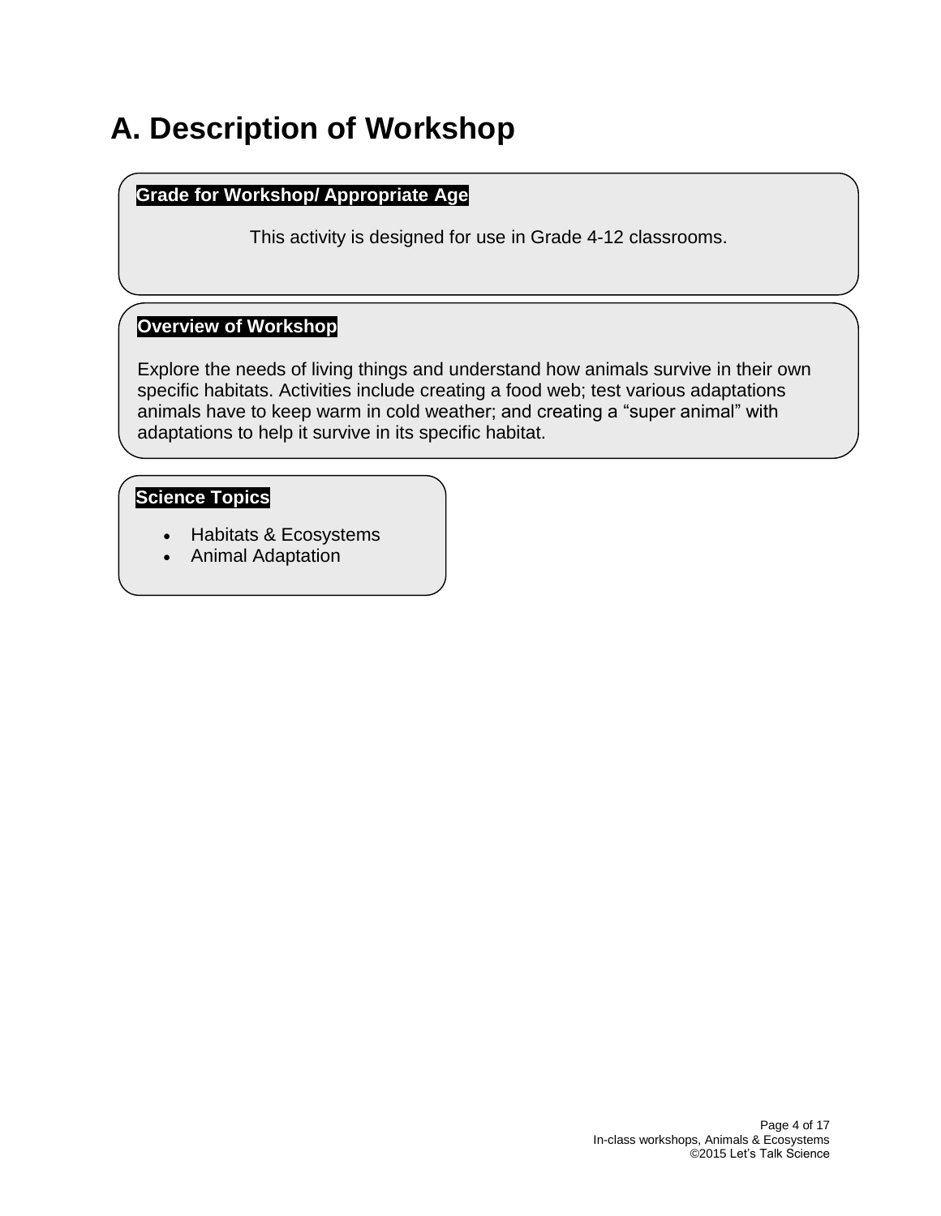# A. Description of Workshop

**Grade for Workshop/ Appropriate Age**

This activity is designed for use in Grade 4-12 classrooms.

**Overview of Workshop**

Explore the needs of living things and understand how animals survive in their own specific habitats. Activities include creating a food web; test various adaptations animals have to keep warm in cold weather; and creating a “super animal” with adaptations to help it survive in its specific habitat.

**Science Topics**

- Habitats & Ecosystems
- Animal Adaptation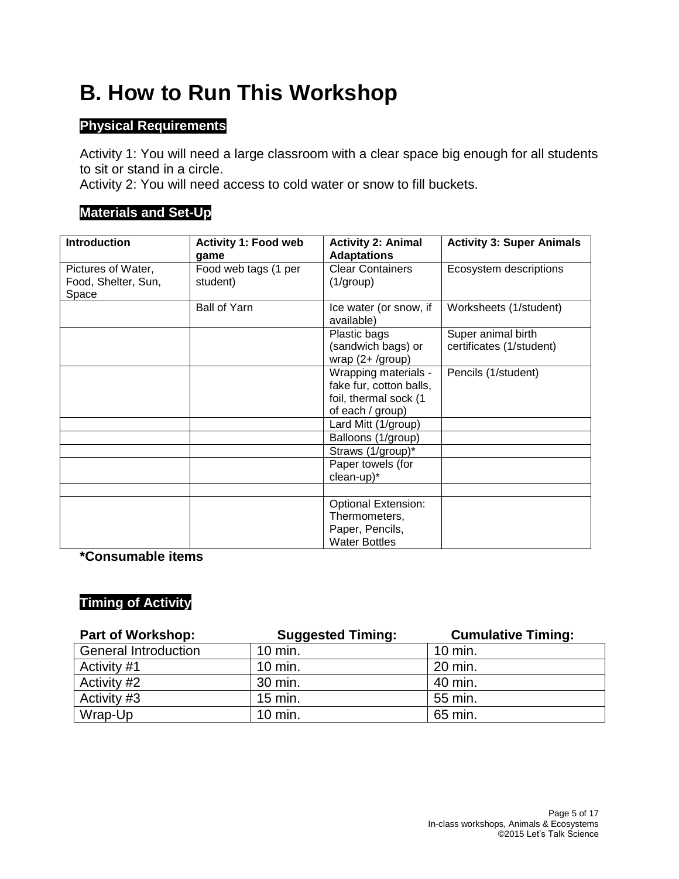# B. How to Run This Workshop

## Physical Requirements

Activity 1: You will need a large classroom with a clear space big enough for all students to sit or stand in a circle.
Activity 2: You will need access to cold water or snow to fill buckets.

## Materials and Set-Up

| Introduction | Activity 1: Food web game | Activity 2: Animal Adaptations | Activity 3: Super Animals |
|---|---|---|---|
| Pictures of Water, Food, Shelter, Sun, Space | Food web tags (1 per student) | Clear Containers (1/group) | Ecosystem descriptions |
| | Ball of Yarn | Ice water (or snow, if available) | Worksheets (1/student) |
| | | Plastic bags (sandwich bags) or wrap (2+ /group) | Super animal birth certificates (1/student) |
| | | Wrapping materials - fake fur, cotton balls, foil, thermal sock (1 of each / group) | Pencils (1/student) |
| | | Lard Mitt (1/group) | |
| | | Balloons (1/group) | |
| | | Straws (1/group)* | |
| | | Paper towels (for clean-up)* | |
| | | | |
| | | Optional Extension: Thermometers, Paper, Pencils, Water Bottles | |

**\*Consumable items**

## Timing of Activity

| Part of Workshop: | Suggested Timing: | Cumulative Timing: |
|---|---|---|
| General Introduction | 10 min. | 10 min. |
| Activity #1 | 10 min. | 20 min. |
| Activity #2 | 30 min. | 40 min. |
| Activity #3 | 15 min. | 55 min. |
| Wrap-Up | 10 min. | 65 min. |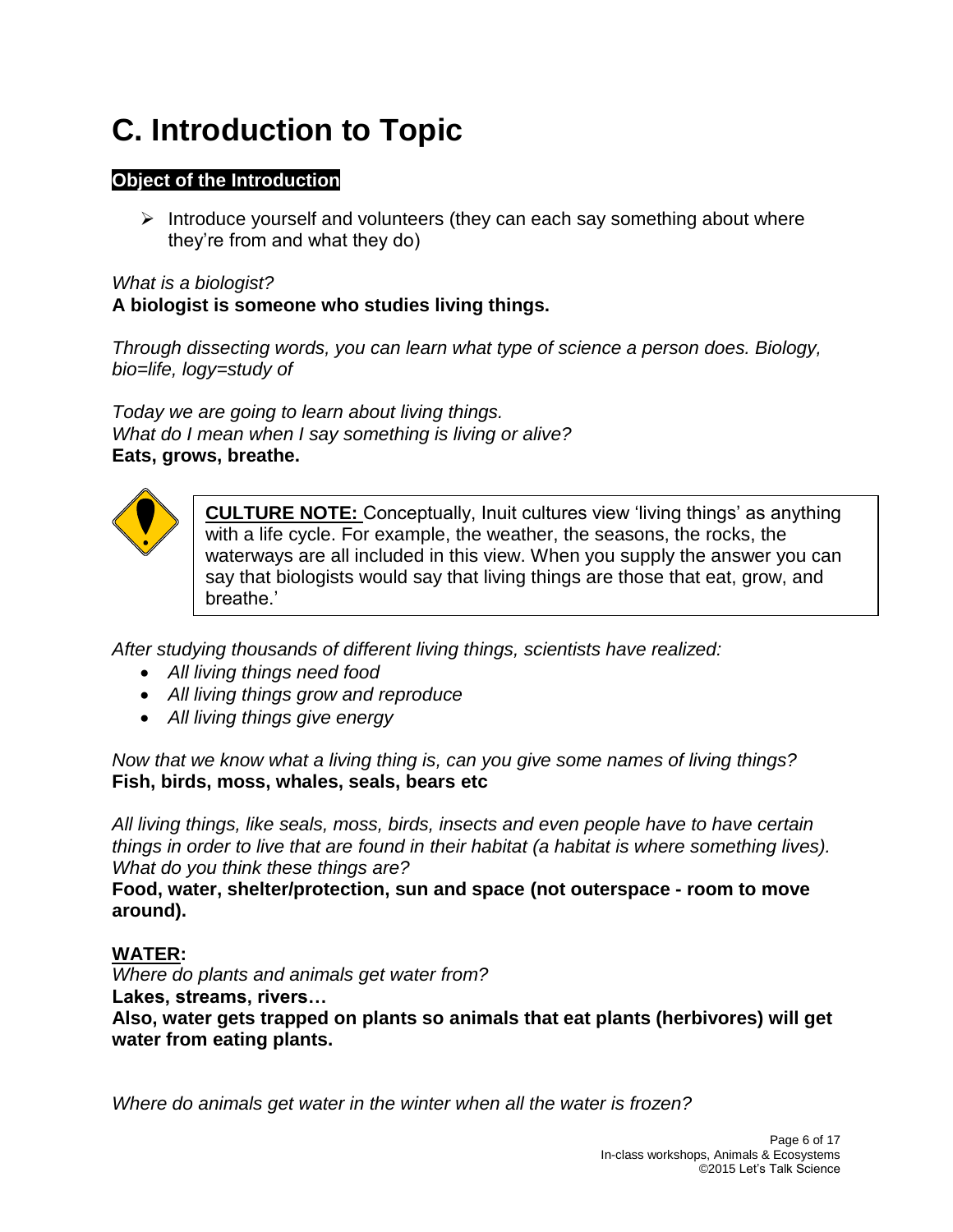# C. Introduction to Topic

**Object of the Introduction**

- Introduce yourself and volunteers (they can each say something about where they're from and what they do)

*What is a biologist?*
**A biologist is someone who studies living things.**

*Through dissecting words, you can learn what type of science a person does. Biology, bio=life, logy=study of*

*Today we are going to learn about living things.*
*What do I mean when I say something is living or alive?*
**Eats, grows, breathe.**

> **CULTURE NOTE:** Conceptually, Inuit cultures view 'living things' as anything with a life cycle. For example, the weather, the seasons, the rocks, the waterways are all included in this view. When you supply the answer you can say that biologists would say that living things are those that eat, grow, and breathe.'

*After studying thousands of different living things, scientists have realized:*

- *All living things need food*
- *All living things grow and reproduce*
- *All living things give energy*

*Now that we know what a living thing is, can you give some names of living things?*
**Fish, birds, moss, whales, seals, bears etc**

*All living things, like seals, moss, birds, insects and even people have to have certain things in order to live that are found in their habitat (a habitat is where something lives). What do you think these things are?*
**Food, water, shelter/protection, sun and space (not outerspace - room to move around).**

**WATER:**
*Where do plants and animals get water from?*
**Lakes, streams, rivers…**
**Also, water gets trapped on plants so animals that eat plants (herbivores) will get water from eating plants.**

*Where do animals get water in the winter when all the water is frozen?*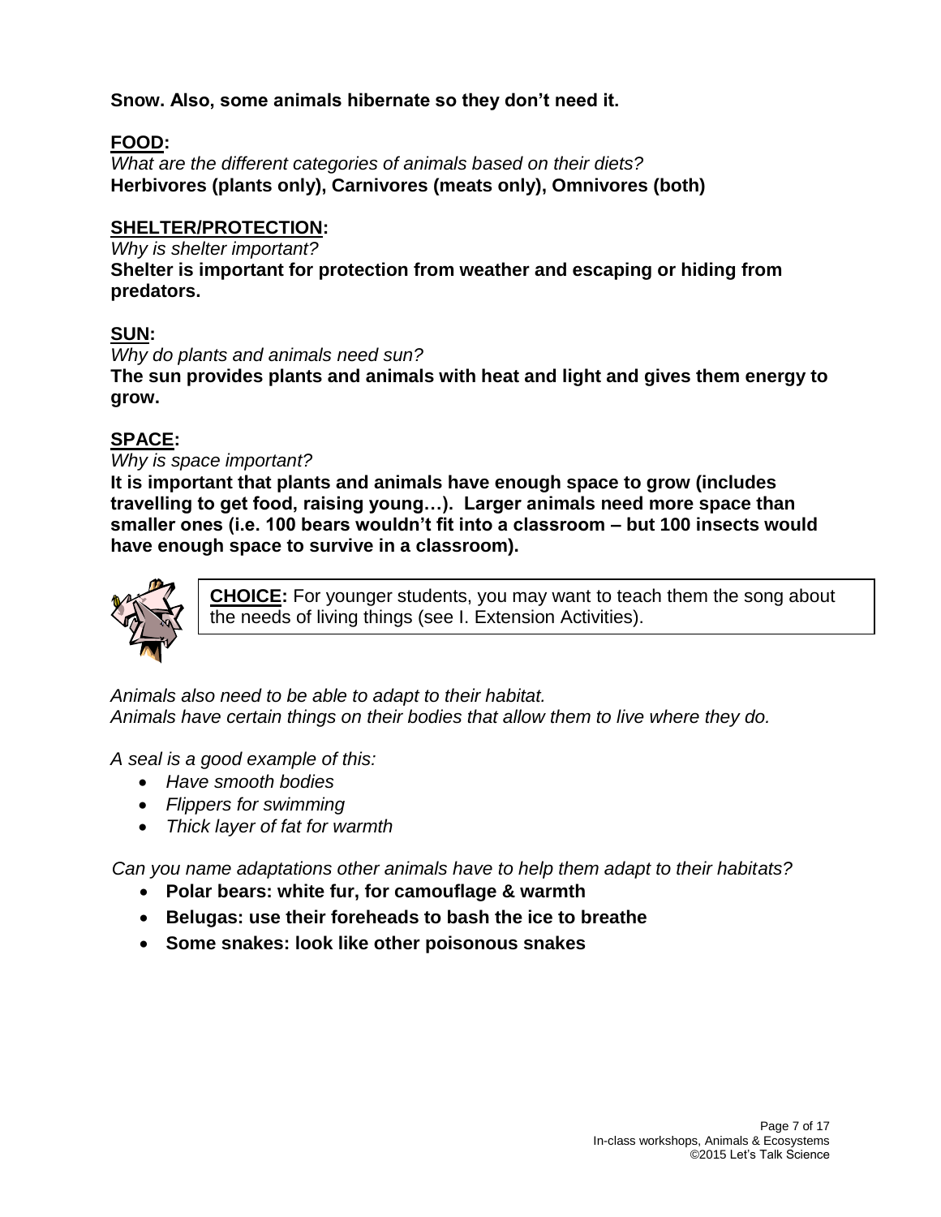**Snow. Also, some animals hibernate so they don't need it.**

**FOOD:**

*What are the different categories of animals based on their diets?*

**Herbivores (plants only), Carnivores (meats only), Omnivores (both)**

**SHELTER/PROTECTION:**

*Why is shelter important?*

**Shelter is important for protection from weather and escaping or hiding from predators.**

**SUN:**

*Why do plants and animals need sun?*

**The sun provides plants and animals with heat and light and gives them energy to grow.**

**SPACE:**

*Why is space important?*

**It is important that plants and animals have enough space to grow (includes travelling to get food, raising young…). Larger animals need more space than smaller ones (i.e. 100 bears wouldn't fit into a classroom – but 100 insects would have enough space to survive in a classroom).**

**CHOICE:** For younger students, you may want to teach them the song about the needs of living things (see I. Extension Activities).

*Animals also need to be able to adapt to their habitat.*
*Animals have certain things on their bodies that allow them to live where they do.*

*A seal is a good example of this:*

- *Have smooth bodies*
- *Flippers for swimming*
- *Thick layer of fat for warmth*

*Can you name adaptations other animals have to help them adapt to their habitats?*

- **Polar bears: white fur, for camouflage & warmth**
- **Belugas: use their foreheads to bash the ice to breathe**
- **Some snakes: look like other poisonous snakes**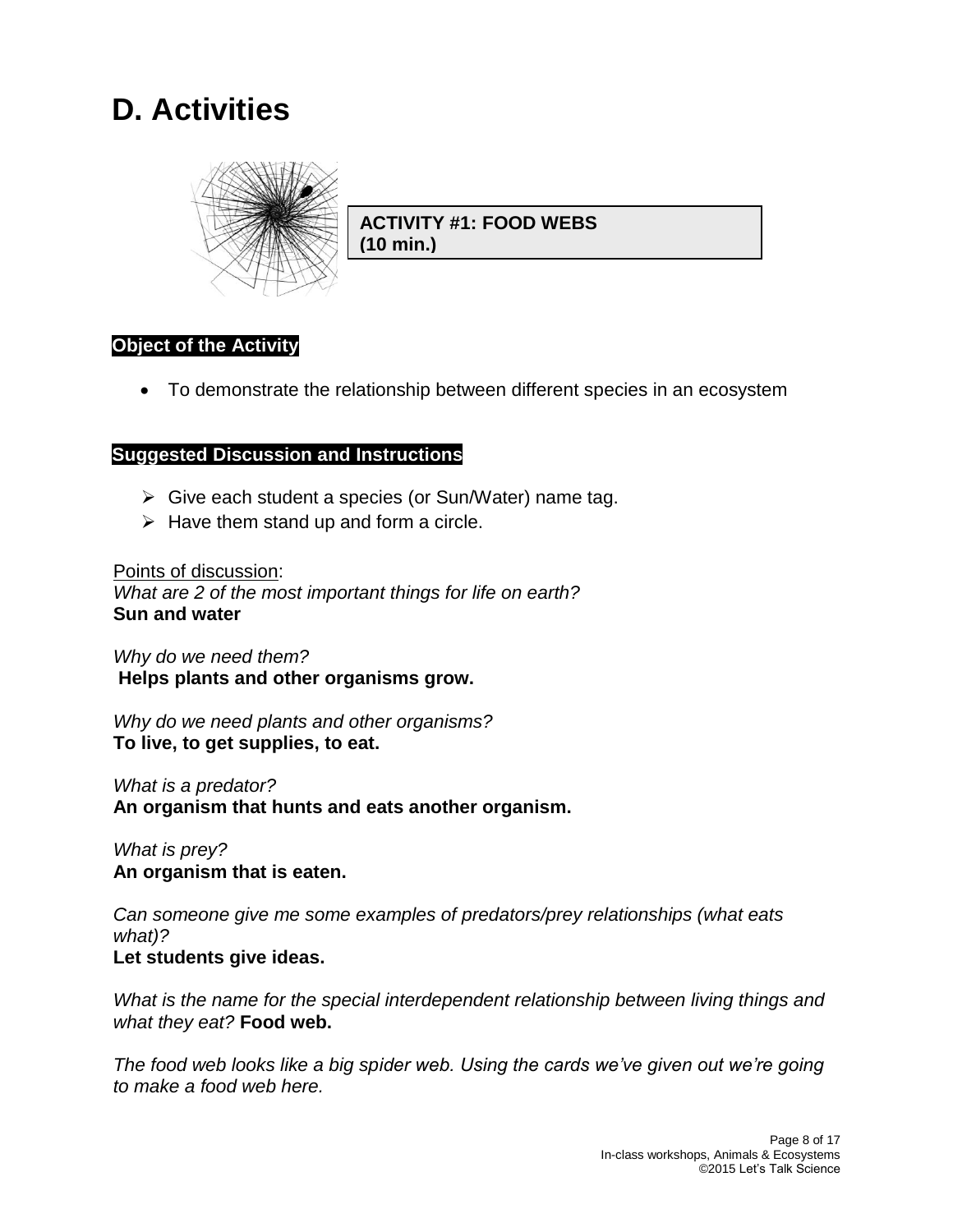# D. Activities

**ACTIVITY #1: FOOD WEBS (10 min.)**

**Object of the Activity**

- To demonstrate the relationship between different species in an ecosystem

**Suggested Discussion and Instructions**

- Give each student a species (or Sun/Water) name tag.
- Have them stand up and form a circle.

Points of discussion:

*What are 2 of the most important things for life on earth?*
**Sun and water**

*Why do we need them?*
**Helps plants and other organisms grow.**

*Why do we need plants and other organisms?*
**To live, to get supplies, to eat.**

*What is a predator?*
**An organism that hunts and eats another organism.**

*What is prey?*
**An organism that is eaten.**

*Can someone give me some examples of predators/prey relationships (what eats what)?*
**Let students give ideas.**

*What is the name for the special interdependent relationship between living things and what they eat?* **Food web.**

*The food web looks like a big spider web. Using the cards we've given out we're going to make a food web here.*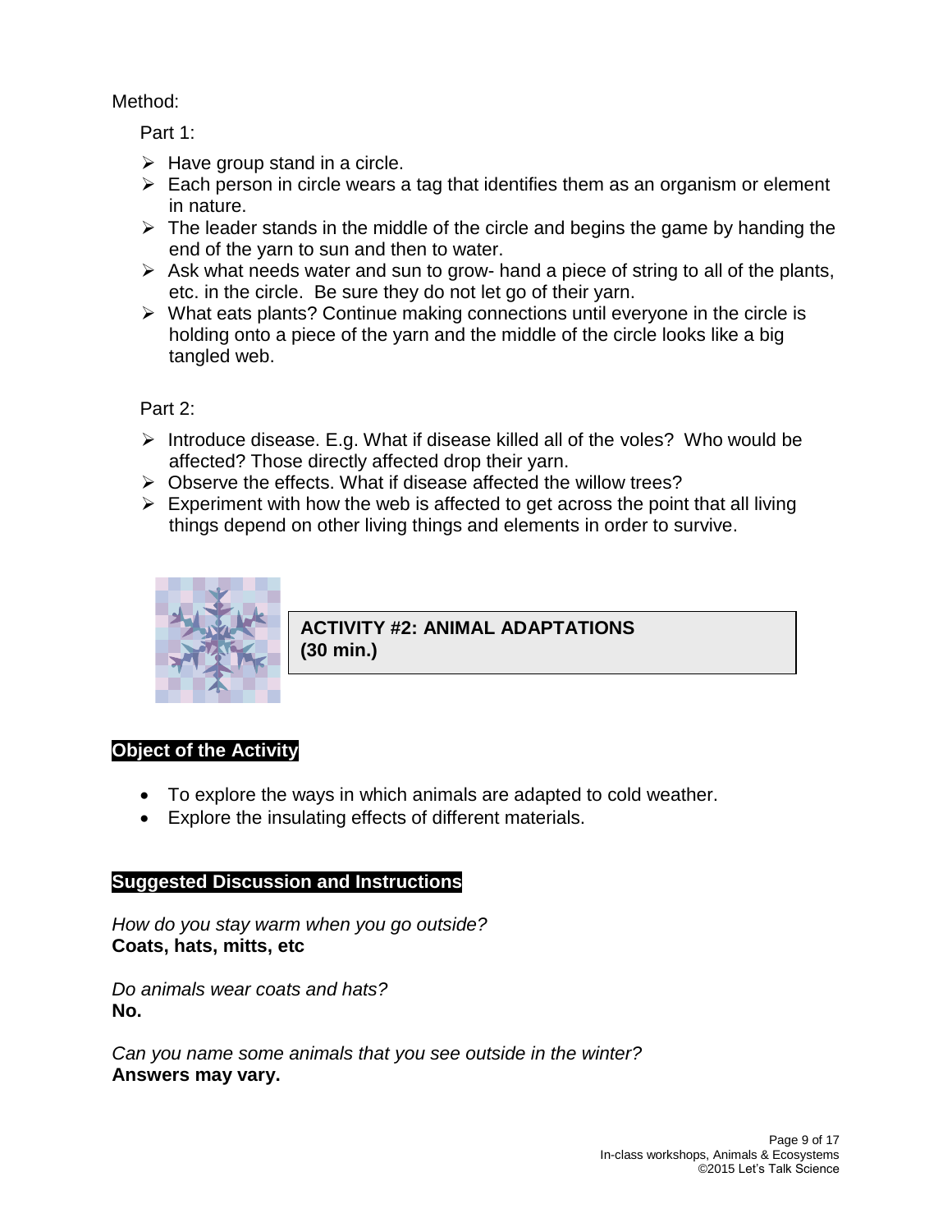Method:

Part 1:

- Have group stand in a circle.
- Each person in circle wears a tag that identifies them as an organism or element in nature.
- The leader stands in the middle of the circle and begins the game by handing the end of the yarn to sun and then to water.
- Ask what needs water and sun to grow- hand a piece of string to all of the plants, etc. in the circle. Be sure they do not let go of their yarn.
- What eats plants? Continue making connections until everyone in the circle is holding onto a piece of the yarn and the middle of the circle looks like a big tangled web.

Part 2:

- Introduce disease. E.g. What if disease killed all of the voles? Who would be affected? Those directly affected drop their yarn.
- Observe the effects. What if disease affected the willow trees?
- Experiment with how the web is affected to get across the point that all living things depend on other living things and elements in order to survive.

## ACTIVITY #2: ANIMAL ADAPTATIONS (30 min.)

**Object of the Activity**

- To explore the ways in which animals are adapted to cold weather.
- Explore the insulating effects of different materials.

**Suggested Discussion and Instructions**

*How do you stay warm when you go outside?*
**Coats, hats, mitts, etc**

*Do animals wear coats and hats?*
**No.**

*Can you name some animals that you see outside in the winter?*
**Answers may vary.**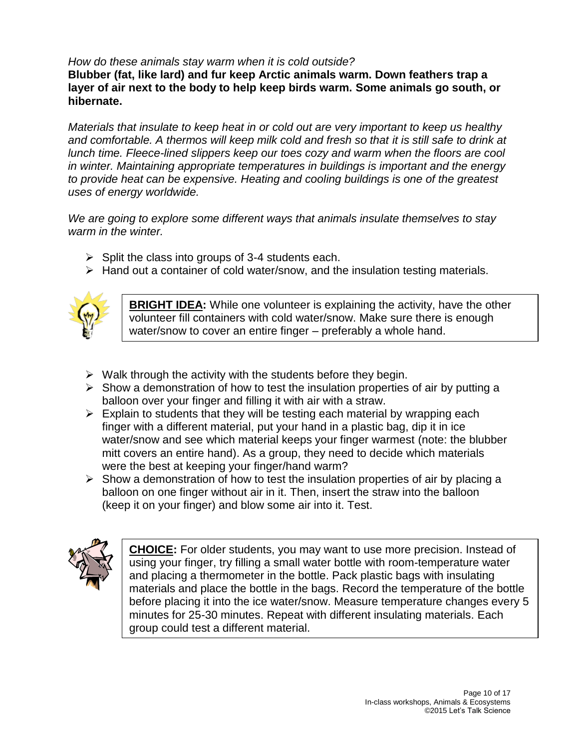*How do these animals stay warm when it is cold outside?*
**Blubber (fat, like lard) and fur keep Arctic animals warm. Down feathers trap a layer of air next to the body to help keep birds warm. Some animals go south, or hibernate.**

*Materials that insulate to keep heat in or cold out are very important to keep us healthy and comfortable. A thermos will keep milk cold and fresh so that it is still safe to drink at lunch time. Fleece-lined slippers keep our toes cozy and warm when the floors are cool in winter. Maintaining appropriate temperatures in buildings is important and the energy to provide heat can be expensive. Heating and cooling buildings is one of the greatest uses of energy worldwide.*

*We are going to explore some different ways that animals insulate themselves to stay warm in the winter.*

- Split the class into groups of 3-4 students each.
- Hand out a container of cold water/snow, and the insulation testing materials.

> **BRIGHT IDEA:** While one volunteer is explaining the activity, have the other volunteer fill containers with cold water/snow. Make sure there is enough water/snow to cover an entire finger – preferably a whole hand.

- Walk through the activity with the students before they begin.
- Show a demonstration of how to test the insulation properties of air by putting a balloon over your finger and filling it with air with a straw.
- Explain to students that they will be testing each material by wrapping each finger with a different material, put your hand in a plastic bag, dip it in ice water/snow and see which material keeps your finger warmest (note: the blubber mitt covers an entire hand). As a group, they need to decide which materials were the best at keeping your finger/hand warm?
- Show a demonstration of how to test the insulation properties of air by placing a balloon on one finger without air in it. Then, insert the straw into the balloon (keep it on your finger) and blow some air into it. Test.

> **CHOICE:** For older students, you may want to use more precision. Instead of using your finger, try filling a small water bottle with room-temperature water and placing a thermometer in the bottle. Pack plastic bags with insulating materials and place the bottle in the bags. Record the temperature of the bottle before placing it into the ice water/snow. Measure temperature changes every 5 minutes for 25-30 minutes. Repeat with different insulating materials. Each group could test a different material.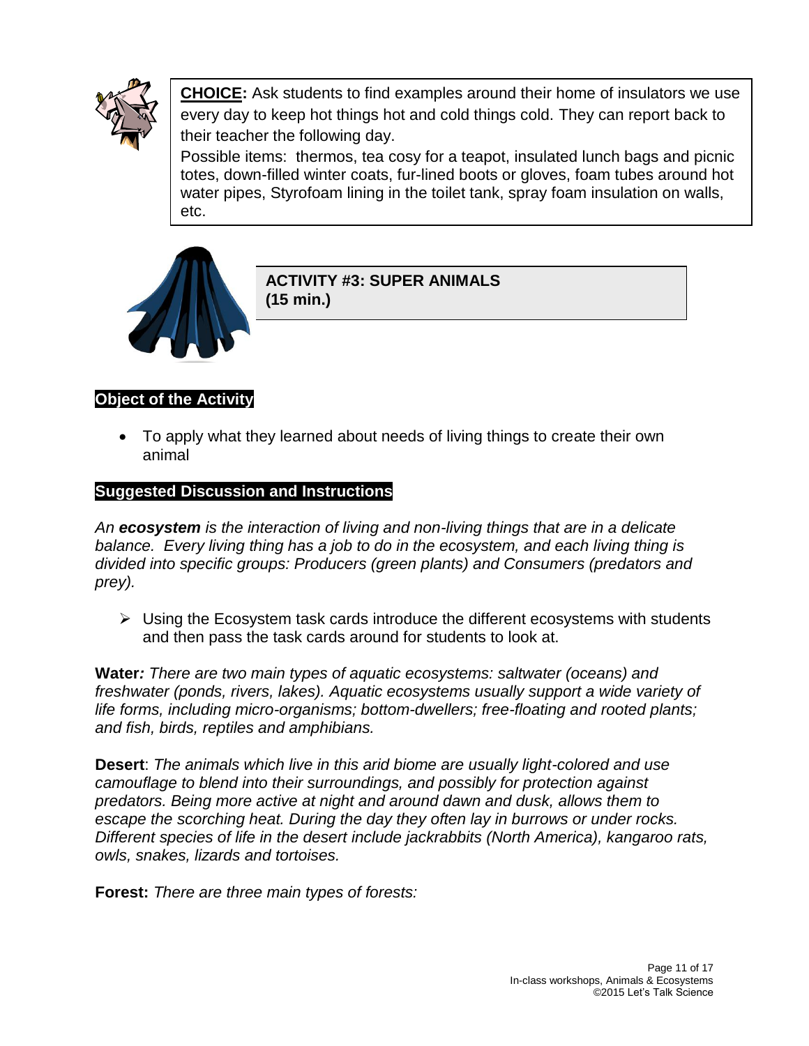**CHOICE:** Ask students to find examples around their home of insulators we use every day to keep hot things hot and cold things cold. They can report back to their teacher the following day.

Possible items: thermos, tea cosy for a teapot, insulated lunch bags and picnic totes, down-filled winter coats, fur-lined boots or gloves, foam tubes around hot water pipes, Styrofoam lining in the toilet tank, spray foam insulation on walls, etc.

## ACTIVITY #3: SUPER ANIMALS (15 min.)

### Object of the Activity

- To apply what they learned about needs of living things to create their own animal

### Suggested Discussion and Instructions

*An **ecosystem** is the interaction of living and non-living things that are in a delicate balance. Every living thing has a job to do in the ecosystem, and each living thing is divided into specific groups: Producers (green plants) and Consumers (predators and prey).*

- Using the Ecosystem task cards introduce the different ecosystems with students and then pass the task cards around for students to look at.

**Water***:* *There are two main types of aquatic ecosystems: saltwater (oceans) and freshwater (ponds, rivers, lakes). Aquatic ecosystems usually support a wide variety of life forms, including micro-organisms; bottom-dwellers; free-floating and rooted plants; and fish, birds, reptiles and amphibians.*

**Desert**: *The animals which live in this arid biome are usually light-colored and use camouflage to blend into their surroundings, and possibly for protection against predators. Being more active at night and around dawn and dusk, allows them to escape the scorching heat. During the day they often lay in burrows or under rocks. Different species of life in the desert include jackrabbits (North America), kangaroo rats, owls, snakes, lizards and tortoises.*

**Forest:** *There are three main types of forests:*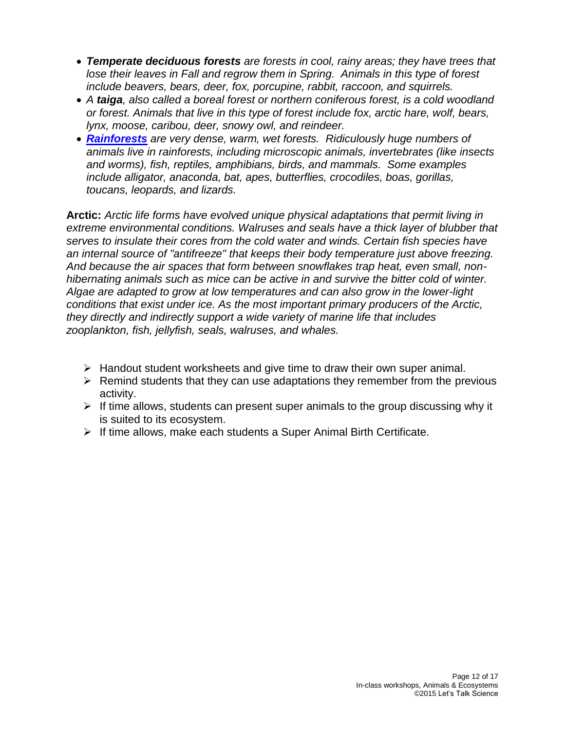- ***Temperate deciduous forests*** *are forests in cool, rainy areas; they have trees that lose their leaves in Fall and regrow them in Spring. Animals in this type of forest include beavers, bears, deer, fox, porcupine, rabbit, raccoon, and squirrels.*
- *A* ***taiga****, also called a boreal forest or northern coniferous forest, is a cold woodland or forest. Animals that live in this type of forest include fox, arctic hare, wolf, bears, lynx, moose, caribou, deer, snowy owl, and reindeer.*
- ***Rainforests*** *are very dense, warm, wet forests. Ridiculously huge numbers of animals live in rainforests, including microscopic animals, invertebrates (like insects and worms), fish, reptiles, amphibians, birds, and mammals. Some examples include alligator, anaconda, bat, apes, butterflies, crocodiles, boas, gorillas, toucans, leopards, and lizards.*

**Arctic:** *Arctic life forms have evolved unique physical adaptations that permit living in extreme environmental conditions. Walruses and seals have a thick layer of blubber that serves to insulate their cores from the cold water and winds. Certain fish species have an internal source of "antifreeze" that keeps their body temperature just above freezing. And because the air spaces that form between snowflakes trap heat, even small, non-hibernating animals such as mice can be active in and survive the bitter cold of winter. Algae are adapted to grow at low temperatures and can also grow in the lower-light conditions that exist under ice. As the most important primary producers of the Arctic, they directly and indirectly support a wide variety of marine life that includes zooplankton, fish, jellyfish, seals, walruses, and whales.*

- Handout student worksheets and give time to draw their own super animal.
- Remind students that they can use adaptations they remember from the previous activity.
- If time allows, students can present super animals to the group discussing why it is suited to its ecosystem.
- If time allows, make each students a Super Animal Birth Certificate.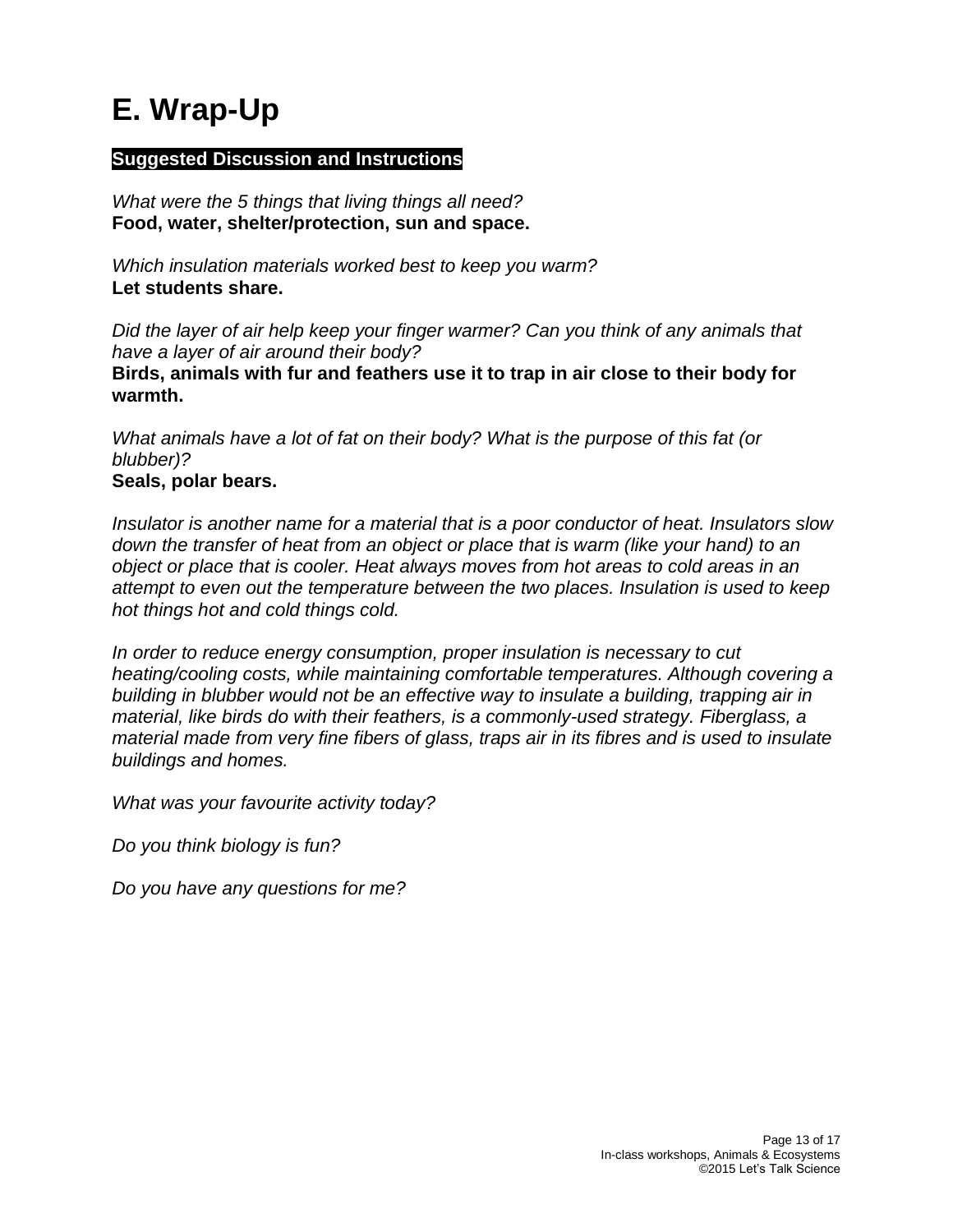# E. Wrap-Up

**Suggested Discussion and Instructions**

*What were the 5 things that living things all need?*
**Food, water, shelter/protection, sun and space.**

*Which insulation materials worked best to keep you warm?*
**Let students share.**

*Did the layer of air help keep your finger warmer? Can you think of any animals that have a layer of air around their body?*
**Birds, animals with fur and feathers use it to trap in air close to their body for warmth.**

*What animals have a lot of fat on their body? What is the purpose of this fat (or blubber)?*
**Seals, polar bears.**

*Insulator is another name for a material that is a poor conductor of heat. Insulators slow down the transfer of heat from an object or place that is warm (like your hand) to an object or place that is cooler. Heat always moves from hot areas to cold areas in an attempt to even out the temperature between the two places. Insulation is used to keep hot things hot and cold things cold.*

*In order to reduce energy consumption, proper insulation is necessary to cut heating/cooling costs, while maintaining comfortable temperatures. Although covering a building in blubber would not be an effective way to insulate a building, trapping air in material, like birds do with their feathers, is a commonly-used strategy. Fiberglass, a material made from very fine fibers of glass, traps air in its fibres and is used to insulate buildings and homes.*

*What was your favourite activity today?*

*Do you think biology is fun?*

*Do you have any questions for me?*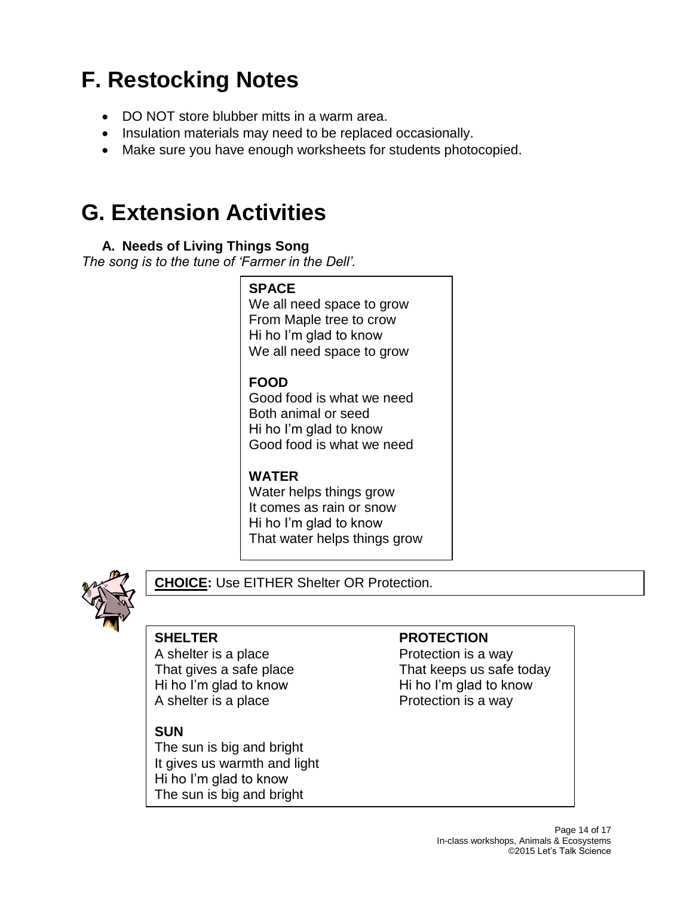# F. Restocking Notes

- DO NOT store blubber mitts in a warm area.
- Insulation materials may need to be replaced occasionally.
- Make sure you have enough worksheets for students photocopied.

# G. Extension Activities

### A. Needs of Living Things Song

*The song is to the tune of 'Farmer in the Dell'.*

**SPACE**
We all need space to grow
From Maple tree to crow
Hi ho I'm glad to know
We all need space to grow

**FOOD**
Good food is what we need
Both animal or seed
Hi ho I'm glad to know
Good food is what we need

**WATER**
Water helps things grow
It comes as rain or snow
Hi ho I'm glad to know
That water helps things grow

**CHOICE:** Use EITHER Shelter OR Protection.

**SHELTER**
A shelter is a place
That gives a safe place
Hi ho I'm glad to know
A shelter is a place

**PROTECTION**
Protection is a way
That keeps us safe today
Hi ho I'm glad to know
Protection is a way

**SUN**
The sun is big and bright
It gives us warmth and light
Hi ho I'm glad to know
The sun is big and bright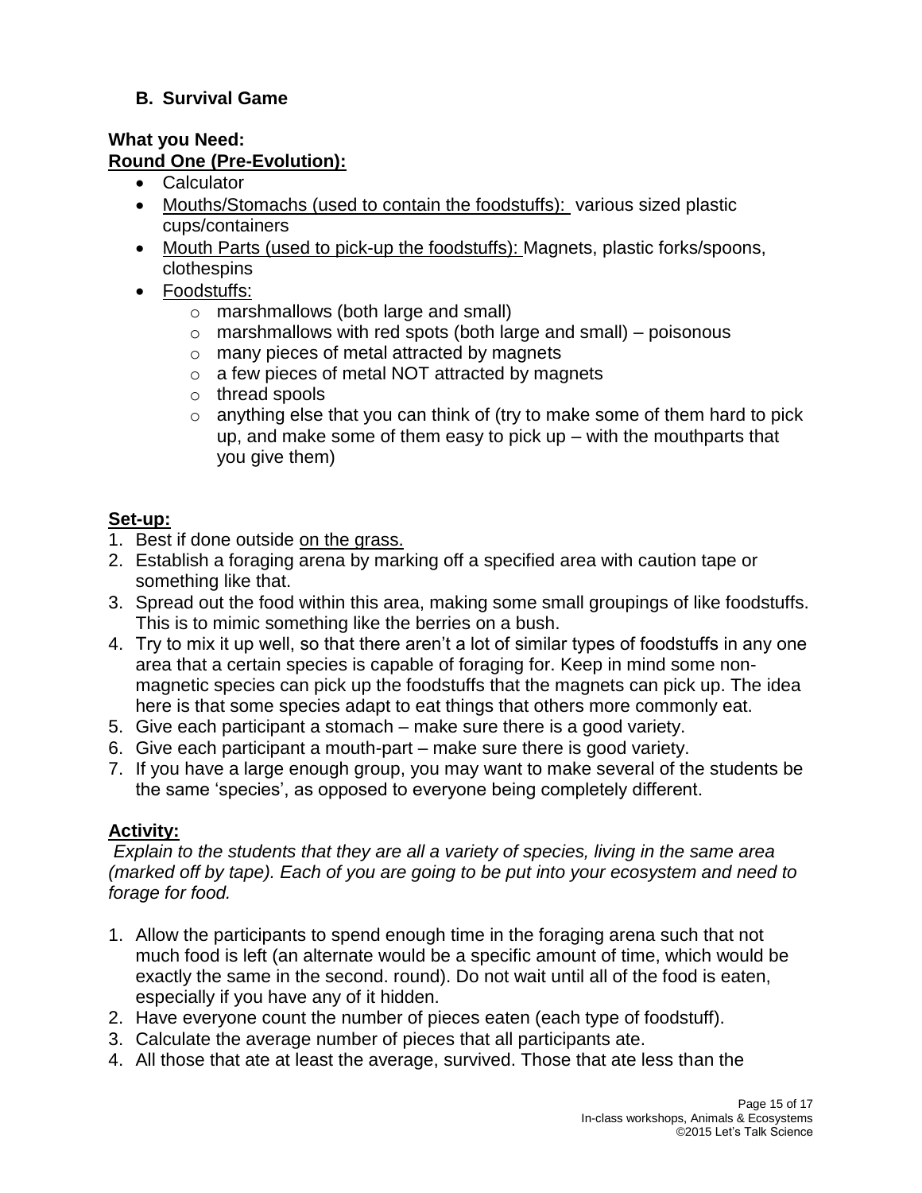### B. Survival Game

**What you Need:**
**Round One (Pre-Evolution):**

- Calculator
- Mouths/Stomachs (used to contain the foodstuffs): various sized plastic cups/containers
- Mouth Parts (used to pick-up the foodstuffs): Magnets, plastic forks/spoons, clothespins
- Foodstuffs:
    - marshmallows (both large and small)
    - marshmallows with red spots (both large and small) – poisonous
    - many pieces of metal attracted by magnets
    - a few pieces of metal NOT attracted by magnets
    - thread spools
    - anything else that you can think of (try to make some of them hard to pick up, and make some of them easy to pick up – with the mouthparts that you give them)

**Set-up:**

1. Best if done outside on the grass.
2. Establish a foraging arena by marking off a specified area with caution tape or something like that.
3. Spread out the food within this area, making some small groupings of like foodstuffs. This is to mimic something like the berries on a bush.
4. Try to mix it up well, so that there aren't a lot of similar types of foodstuffs in any one area that a certain species is capable of foraging for. Keep in mind some non-magnetic species can pick up the foodstuffs that the magnets can pick up. The idea here is that some species adapt to eat things that others more commonly eat.
5. Give each participant a stomach – make sure there is a good variety.
6. Give each participant a mouth-part – make sure there is good variety.
7. If you have a large enough group, you may want to make several of the students be the same 'species', as opposed to everyone being completely different.

**Activity:**

*Explain to the students that they are all a variety of species, living in the same area (marked off by tape). Each of you are going to be put into your ecosystem and need to forage for food.*

1. Allow the participants to spend enough time in the foraging arena such that not much food is left (an alternate would be a specific amount of time, which would be exactly the same in the second. round). Do not wait until all of the food is eaten, especially if you have any of it hidden.
2. Have everyone count the number of pieces eaten (each type of foodstuff).
3. Calculate the average number of pieces that all participants ate.
4. All those that ate at least the average, survived. Those that ate less than the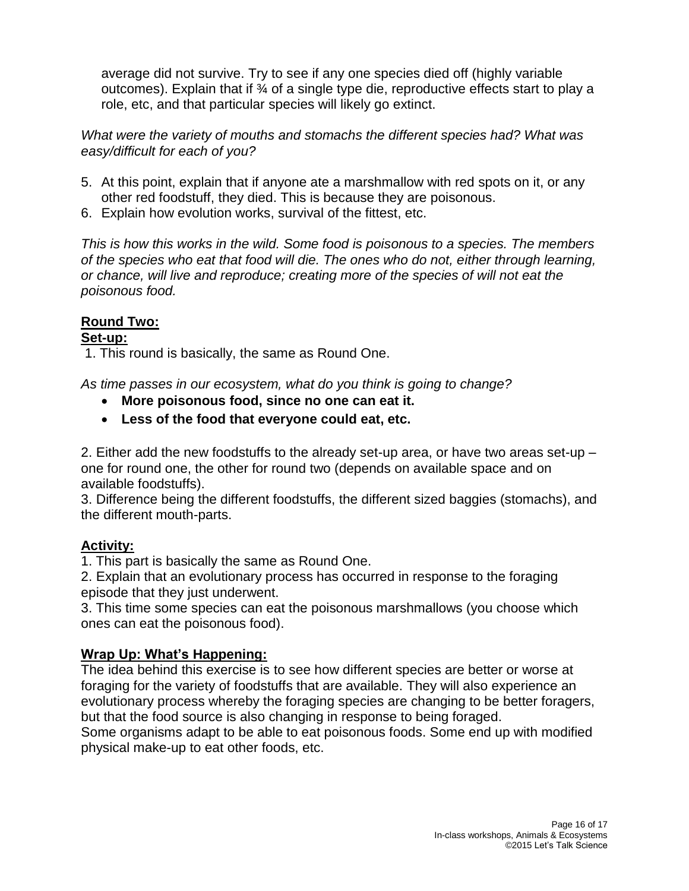average did not survive. Try to see if any one species died off (highly variable outcomes). Explain that if ¾ of a single type die, reproductive effects start to play a role, etc, and that particular species will likely go extinct.

*What were the variety of mouths and stomachs the different species had? What was easy/difficult for each of you?*

5. At this point, explain that if anyone ate a marshmallow with red spots on it, or any other red foodstuff, they died. This is because they are poisonous.
6. Explain how evolution works, survival of the fittest, etc.

*This is how this works in the wild. Some food is poisonous to a species. The members of the species who eat that food will die. The ones who do not, either through learning, or chance, will live and reproduce; creating more of the species of will not eat the poisonous food.*

**Round Two:**

**Set-up:**

1. This round is basically, the same as Round One.

*As time passes in our ecosystem, what do you think is going to change?*

- **More poisonous food, since no one can eat it.**
- **Less of the food that everyone could eat, etc.**

2. Either add the new foodstuffs to the already set-up area, or have two areas set-up – one for round one, the other for round two (depends on available space and on available foodstuffs).
3. Difference being the different foodstuffs, the different sized baggies (stomachs), and the different mouth-parts.

**Activity:**

1. This part is basically the same as Round One.
2. Explain that an evolutionary process has occurred in response to the foraging episode that they just underwent.
3. This time some species can eat the poisonous marshmallows (you choose which ones can eat the poisonous food).

**Wrap Up: What's Happening:**

The idea behind this exercise is to see how different species are better or worse at foraging for the variety of foodstuffs that are available. They will also experience an evolutionary process whereby the foraging species are changing to be better foragers, but that the food source is also changing in response to being foraged.
Some organisms adapt to be able to eat poisonous foods. Some end up with modified physical make-up to eat other foods, etc.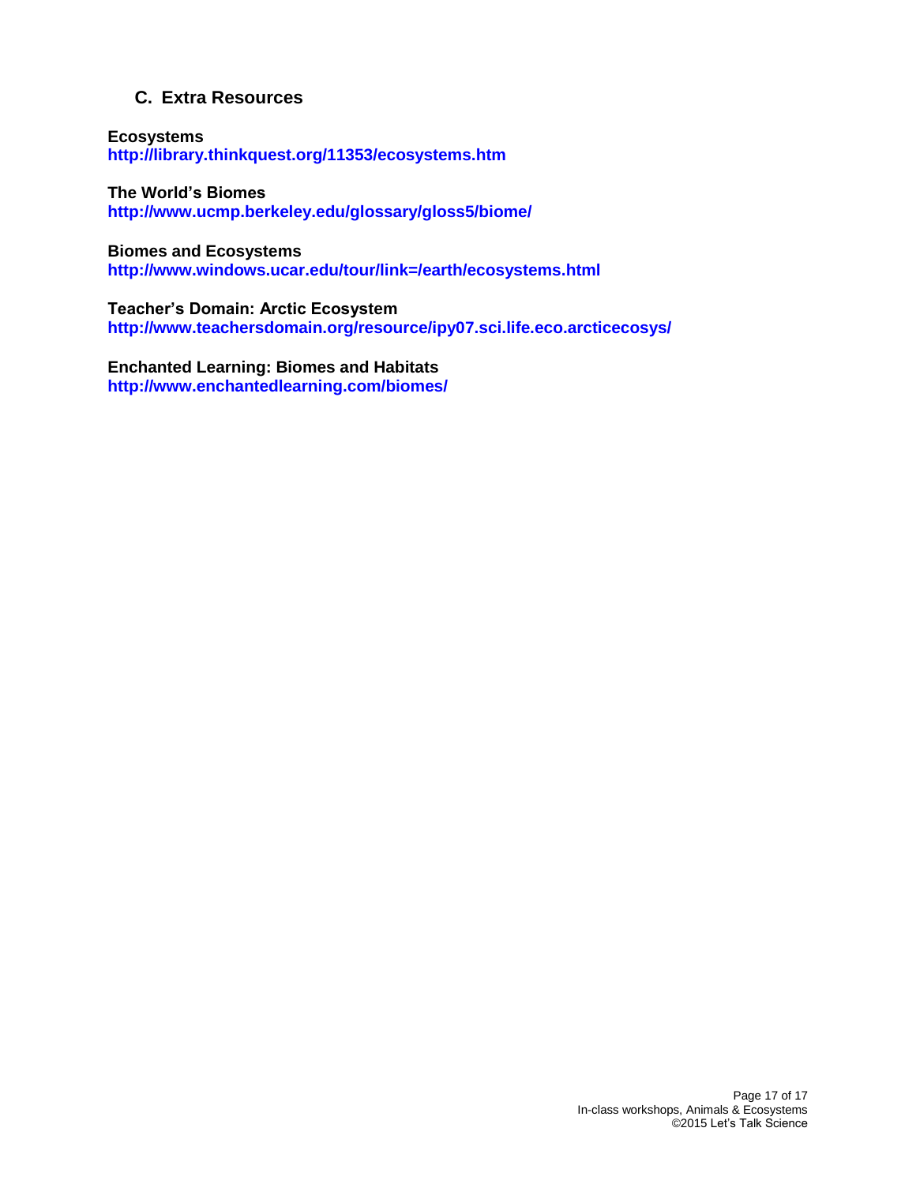## C. Extra Resources

**Ecosystems**
**http://library.thinkquest.org/11353/ecosystems.htm**

**The World's Biomes**
**http://www.ucmp.berkeley.edu/glossary/gloss5/biome/**

**Biomes and Ecosystems**
**http://www.windows.ucar.edu/tour/link=/earth/ecosystems.html**

**Teacher's Domain: Arctic Ecosystem**
**http://www.teachersdomain.org/resource/ipy07.sci.life.eco.arcticecosys/**

**Enchanted Learning: Biomes and Habitats**
**http://www.enchantedlearning.com/biomes/**